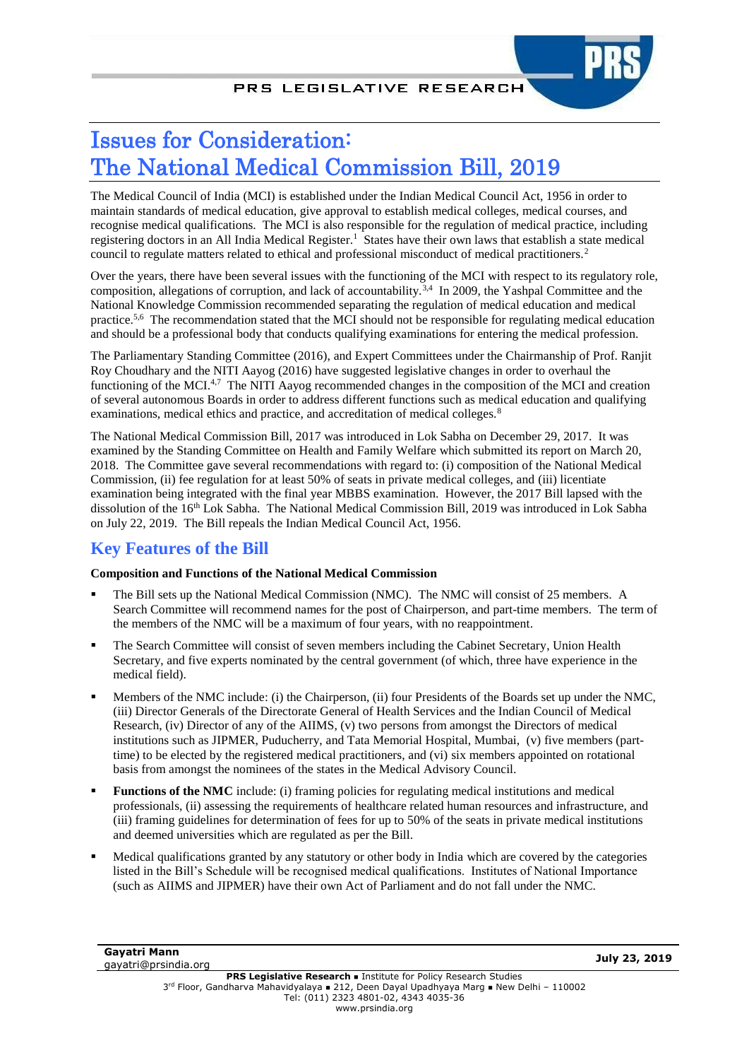# Issues for Consideration: The National Medical Commission Bill, 2019

The Medical Council of India (MCI) is established under the Indian Medical Council Act, 1956 in order to maintain standards of medical education, give approval to establish medical colleges, medical courses, and recognise medical qualifications. The MCI is also responsible for the regulation of medical practice, including registering doctors in an All India Medical Register.[1] States have their own laws that establish a state medical council to regulate matters related to ethical and professional misconduct of medical practitioners.[2]

Over the years, there have been several issues with the functioning of the MCI with respect to its regulatory role, composition, allegations of corruption, and lack of accountability.[3,4] In 2009, the Yashpal Committee and the National Knowledge Commission recommended separating the regulation of medical education and medical practice.[5,6] The recommendation stated that the MCI should not be responsible for regulating medical education and should be a professional body that conducts qualifying examinations for entering the medical profession.

The Parliamentary Standing Committee (2016), and Expert Committees under the Chairmanship of Prof. Ranjit Roy Choudhary and the NITI Aayog (2016) have suggested legislative changes in order to overhaul the functioning of the MCI.[4,7] The NITI Aayog recommended changes in the composition of the MCI and creation of several autonomous Boards in order to address different functions such as medical education and qualifying examinations, medical ethics and practice, and accreditation of medical colleges.[8]

The National Medical Commission Bill, 2017 was introduced in Lok Sabha on December 29, 2017. It was examined by the Standing Committee on Health and Family Welfare which submitted its report on March 20, 2018. The Committee gave several recommendations with regard to: (i) composition of the National Medical Commission, (ii) fee regulation for at least 50% of seats in private medical colleges, and (iii) licentiate examination being integrated with the final year MBBS examination. However, the 2017 Bill lapsed with the dissolution of the 16th Lok Sabha. The National Medical Commission Bill, 2019 was introduced in Lok Sabha on July 22, 2019. The Bill repeals the Indian Medical Council Act, 1956.

## Key Features of the Bill

**Composition and Functions of the National Medical Commission**

- The Bill sets up the National Medical Commission (NMC). The NMC will consist of 25 members. A Search Committee will recommend names for the post of Chairperson, and part-time members. The term of the members of the NMC will be a maximum of four years, with no reappointment.
- The Search Committee will consist of seven members including the Cabinet Secretary, Union Health Secretary, and five experts nominated by the central government (of which, three have experience in the medical field).
- Members of the NMC include: (i) the Chairperson, (ii) four Presidents of the Boards set up under the NMC, (iii) Director Generals of the Directorate General of Health Services and the Indian Council of Medical Research, (iv) Director of any of the AIIMS, (v) two persons from amongst the Directors of medical institutions such as JIPMER, Puducherry, and Tata Memorial Hospital, Mumbai, (v) five members (part-time) to be elected by the registered medical practitioners, and (vi) six members appointed on rotational basis from amongst the nominees of the states in the Medical Advisory Council.
- **Functions of the NMC** include: (i) framing policies for regulating medical institutions and medical professionals, (ii) assessing the requirements of healthcare related human resources and infrastructure, and (iii) framing guidelines for determination of fees for up to 50% of the seats in private medical institutions and deemed universities which are regulated as per the Bill.
- Medical qualifications granted by any statutory or other body in India which are covered by the categories listed in the Bill's Schedule will be recognised medical qualifications. Institutes of National Importance (such as AIIMS and JIPMER) have their own Act of Parliament and do not fall under the NMC.

Gayatri Mann
gayatri@prsindia.org

July 23, 2019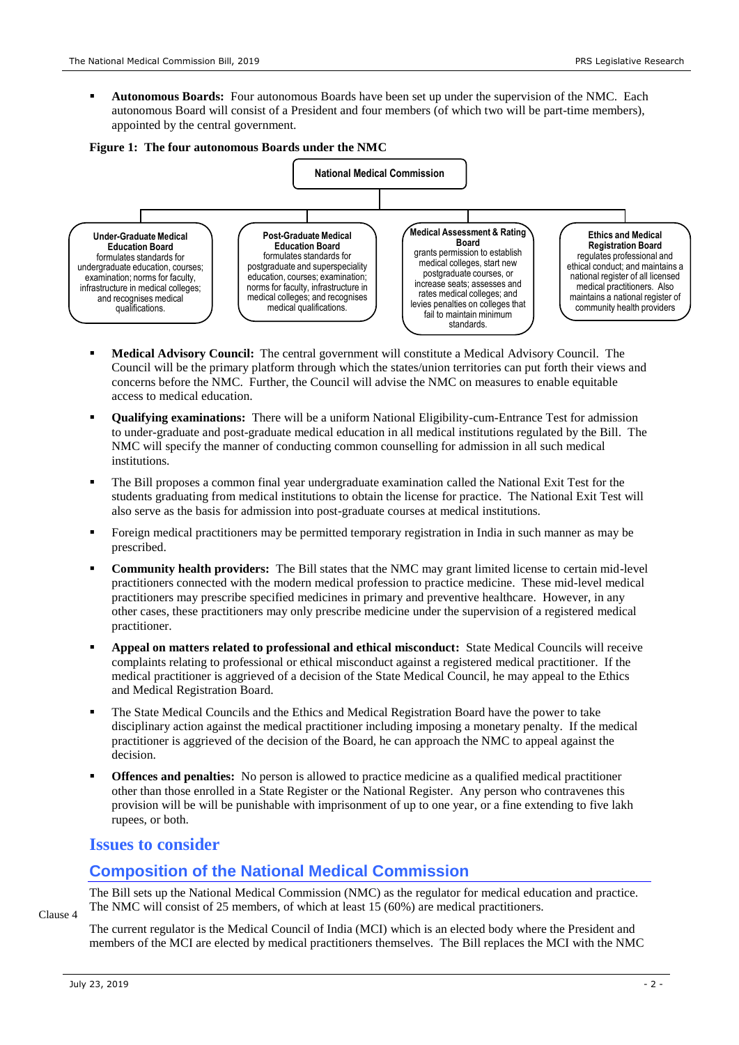- **Autonomous Boards:** Four autonomous Boards have been set up under the supervision of the NMC. Each autonomous Board will consist of a President and four members (of which two will be part-time members), appointed by the central government.

**Figure 1: The four autonomous Boards under the NMC**

**National Medical Commission**

- **Under-Graduate Medical Education Board** formulates standards for undergraduate education, courses; examination; norms for faculty, infrastructure in medical colleges; and recognises medical qualifications.
- **Post-Graduate Medical Education Board** formulates standards for postgraduate and superspeciality education, courses; examination; norms for faculty, infrastructure in medical colleges; and recognises medical qualifications.
- **Medical Assessment & Rating Board** grants permission to establish medical colleges, start new postgraduate courses, or increase seats; assesses and rates medical colleges; and levies penalties on colleges that fail to maintain minimum standards.
- **Ethics and Medical Registration Board** regulates professional and ethical conduct; and maintains a national register of all licensed medical practitioners. Also maintains a national register of community health providers

- **Medical Advisory Council:** The central government will constitute a Medical Advisory Council. The Council will be the primary platform through which the states/union territories can put forth their views and concerns before the NMC. Further, the Council will advise the NMC on measures to enable equitable access to medical education.
- **Qualifying examinations:** There will be a uniform National Eligibility-cum-Entrance Test for admission to under-graduate and post-graduate medical education in all medical institutions regulated by the Bill. The NMC will specify the manner of conducting common counselling for admission in all such medical institutions.
- The Bill proposes a common final year undergraduate examination called the National Exit Test for the students graduating from medical institutions to obtain the license for practice. The National Exit Test will also serve as the basis for admission into post-graduate courses at medical institutions.
- Foreign medical practitioners may be permitted temporary registration in India in such manner as may be prescribed.
- **Community health providers:** The Bill states that the NMC may grant limited license to certain mid-level practitioners connected with the modern medical profession to practice medicine. These mid-level medical practitioners may prescribe specified medicines in primary and preventive healthcare. However, in any other cases, these practitioners may only prescribe medicine under the supervision of a registered medical practitioner.
- **Appeal on matters related to professional and ethical misconduct:** State Medical Councils will receive complaints relating to professional or ethical misconduct against a registered medical practitioner. If the medical practitioner is aggrieved of a decision of the State Medical Council, he may appeal to the Ethics and Medical Registration Board.
- The State Medical Councils and the Ethics and Medical Registration Board have the power to take disciplinary action against the medical practitioner including imposing a monetary penalty. If the medical practitioner is aggrieved of the decision of the Board, he can approach the NMC to appeal against the decision.
- **Offences and penalties:** No person is allowed to practice medicine as a qualified medical practitioner other than those enrolled in a State Register or the National Register. Any person who contravenes this provision will be will be punishable with imprisonment of up to one year, or a fine extending to five lakh rupees, or both.

# Issues to consider

## Composition of the National Medical Commission

Clause 4

The Bill sets up the National Medical Commission (NMC) as the regulator for medical education and practice. The NMC will consist of 25 members, of which at least 15 (60%) are medical practitioners.

The current regulator is the Medical Council of India (MCI) which is an elected body where the President and members of the MCI are elected by medical practitioners themselves. The Bill replaces the MCI with the NMC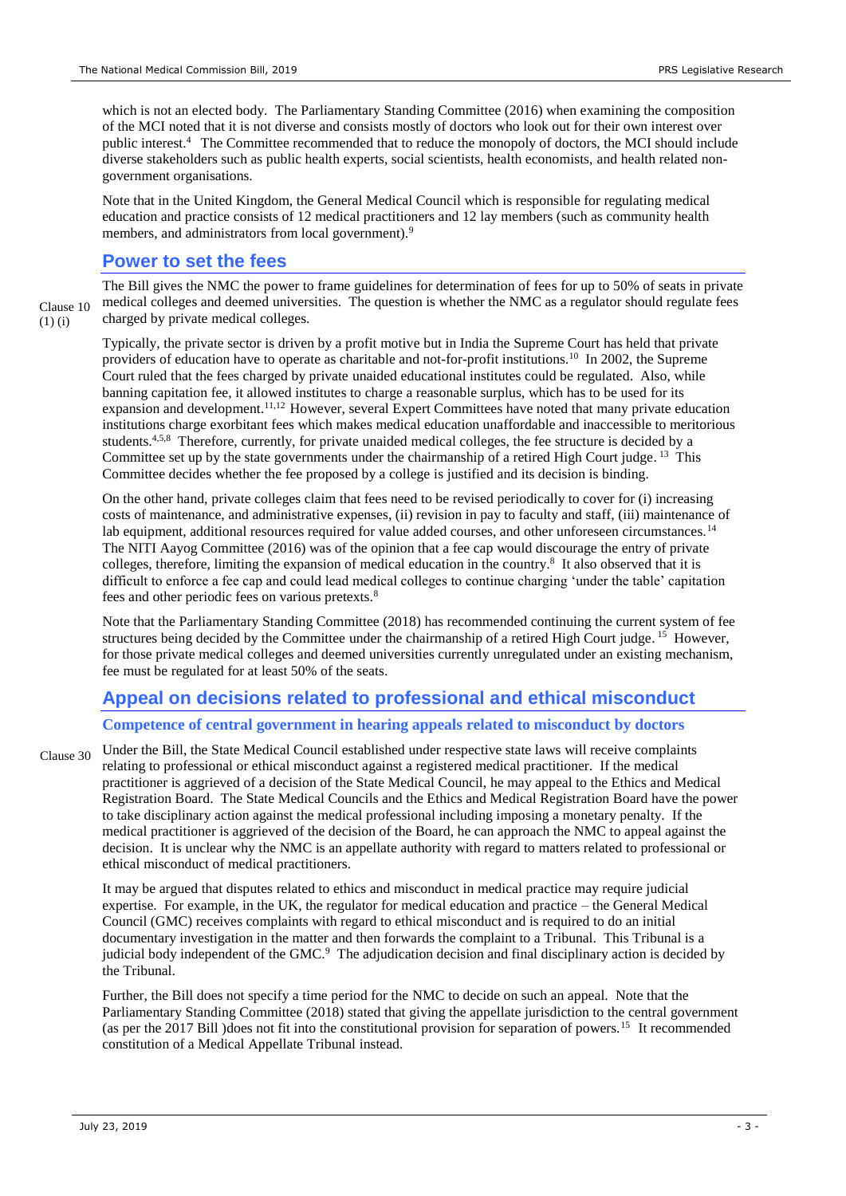which is not an elected body. The Parliamentary Standing Committee (2016) when examining the composition of the MCI noted that it is not diverse and consists mostly of doctors who look out for their own interest over public interest.[4] The Committee recommended that to reduce the monopoly of doctors, the MCI should include diverse stakeholders such as public health experts, social scientists, health economists, and health related non-government organisations.

Note that in the United Kingdom, the General Medical Council which is responsible for regulating medical education and practice consists of 12 medical practitioners and 12 lay members (such as community health members, and administrators from local government).[9]

## Power to set the fees

Clause 10 (1) (i)

The Bill gives the NMC the power to frame guidelines for determination of fees for up to 50% of seats in private medical colleges and deemed universities. The question is whether the NMC as a regulator should regulate fees charged by private medical colleges.

Typically, the private sector is driven by a profit motive but in India the Supreme Court has held that private providers of education have to operate as charitable and not-for-profit institutions.[10] In 2002, the Supreme Court ruled that the fees charged by private unaided educational institutes could be regulated. Also, while banning capitation fee, it allowed institutes to charge a reasonable surplus, which has to be used for its expansion and development.[11,12] However, several Expert Committees have noted that many private education institutions charge exorbitant fees which makes medical education unaffordable and inaccessible to meritorious students.[4,5,8] Therefore, currently, for private unaided medical colleges, the fee structure is decided by a Committee set up by the state governments under the chairmanship of a retired High Court judge.[13] This Committee decides whether the fee proposed by a college is justified and its decision is binding.

On the other hand, private colleges claim that fees need to be revised periodically to cover for (i) increasing costs of maintenance, and administrative expenses, (ii) revision in pay to faculty and staff, (iii) maintenance of lab equipment, additional resources required for value added courses, and other unforeseen circumstances.[14] The NITI Aayog Committee (2016) was of the opinion that a fee cap would discourage the entry of private colleges, therefore, limiting the expansion of medical education in the country.[8] It also observed that it is difficult to enforce a fee cap and could lead medical colleges to continue charging 'under the table' capitation fees and other periodic fees on various pretexts.[8]

Note that the Parliamentary Standing Committee (2018) has recommended continuing the current system of fee structures being decided by the Committee under the chairmanship of a retired High Court judge.[15] However, for those private medical colleges and deemed universities currently unregulated under an existing mechanism, fee must be regulated for at least 50% of the seats.

## Appeal on decisions related to professional and ethical misconduct

### Competence of central government in hearing appeals related to misconduct by doctors

Clause 30

Under the Bill, the State Medical Council established under respective state laws will receive complaints relating to professional or ethical misconduct against a registered medical practitioner. If the medical practitioner is aggrieved of a decision of the State Medical Council, he may appeal to the Ethics and Medical Registration Board. The State Medical Councils and the Ethics and Medical Registration Board have the power to take disciplinary action against the medical professional including imposing a monetary penalty. If the medical practitioner is aggrieved of the decision of the Board, he can approach the NMC to appeal against the decision. It is unclear why the NMC is an appellate authority with regard to matters related to professional or ethical misconduct of medical practitioners.

It may be argued that disputes related to ethics and misconduct in medical practice may require judicial expertise. For example, in the UK, the regulator for medical education and practice – the General Medical Council (GMC) receives complaints with regard to ethical misconduct and is required to do an initial documentary investigation in the matter and then forwards the complaint to a Tribunal. This Tribunal is a judicial body independent of the GMC.[9] The adjudication decision and final disciplinary action is decided by the Tribunal.

Further, the Bill does not specify a time period for the NMC to decide on such an appeal. Note that the Parliamentary Standing Committee (2018) stated that giving the appellate jurisdiction to the central government (as per the 2017 Bill )does not fit into the constitutional provision for separation of powers.[15] It recommended constitution of a Medical Appellate Tribunal instead.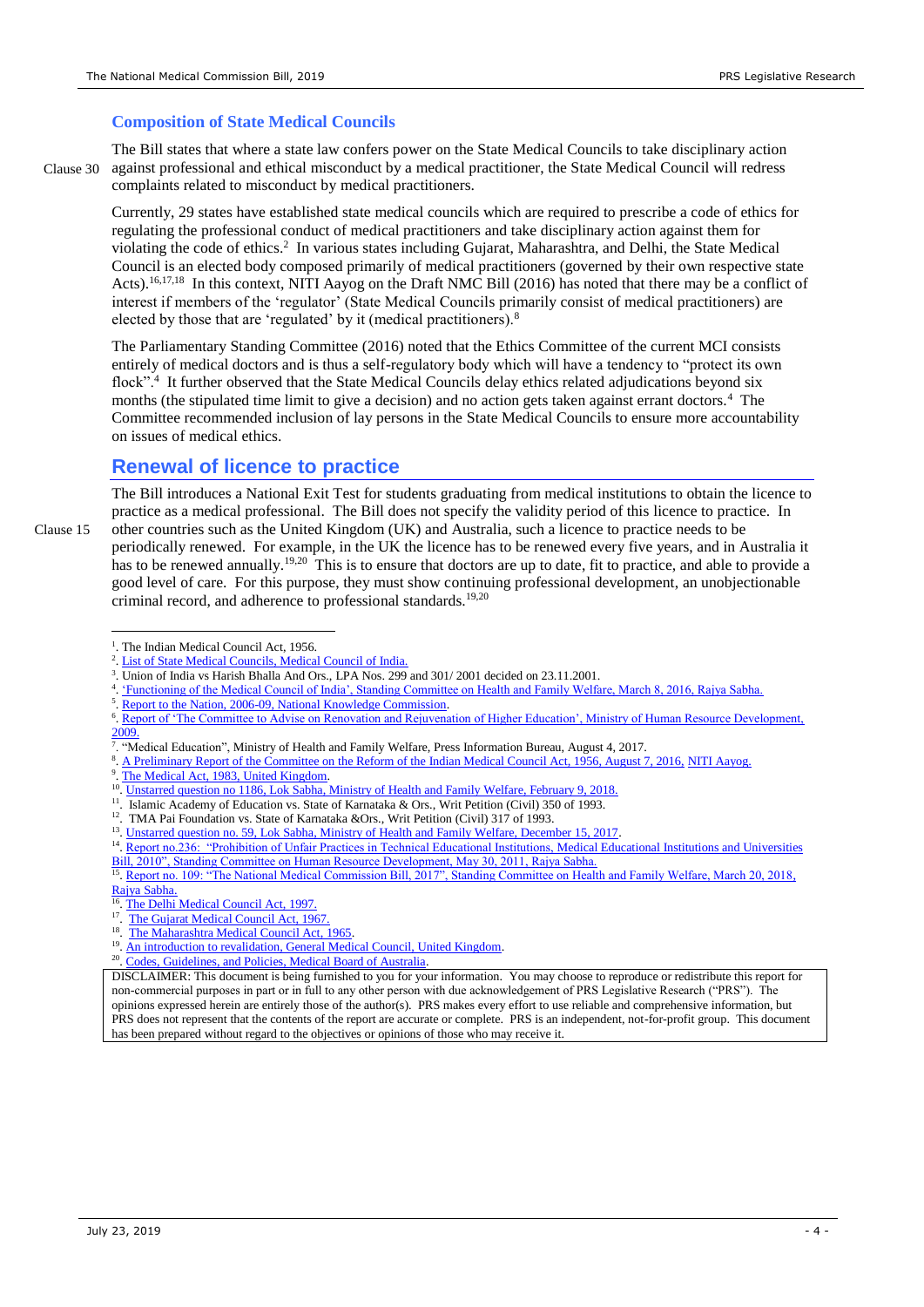### Composition of State Medical Councils

Clause 30

The Bill states that where a state law confers power on the State Medical Councils to take disciplinary action against professional and ethical misconduct by a medical practitioner, the State Medical Council will redress complaints related to misconduct by medical practitioners.

Currently, 29 states have established state medical councils which are required to prescribe a code of ethics for regulating the professional conduct of medical practitioners and take disciplinary action against them for violating the code of ethics.[2] In various states including Gujarat, Maharashtra, and Delhi, the State Medical Council is an elected body composed primarily of medical practitioners (governed by their own respective state Acts).[16,17,18] In this context, NITI Aayog on the Draft NMC Bill (2016) has noted that there may be a conflict of interest if members of the 'regulator' (State Medical Councils primarily consist of medical practitioners) are elected by those that are 'regulated' by it (medical practitioners).[8]

The Parliamentary Standing Committee (2016) noted that the Ethics Committee of the current MCI consists entirely of medical doctors and is thus a self-regulatory body which will have a tendency to "protect its own flock".[4] It further observed that the State Medical Councils delay ethics related adjudications beyond six months (the stipulated time limit to give a decision) and no action gets taken against errant doctors.[4] The Committee recommended inclusion of lay persons in the State Medical Councils to ensure more accountability on issues of medical ethics.

## Renewal of licence to practice

Clause 15

The Bill introduces a National Exit Test for students graduating from medical institutions to obtain the licence to practice as a medical professional. The Bill does not specify the validity period of this licence to practice. In other countries such as the United Kingdom (UK) and Australia, such a licence to practice needs to be periodically renewed. For example, in the UK the licence has to be renewed every five years, and in Australia it has to be renewed annually.[19,20] This is to ensure that doctors are up to date, fit to practice, and able to provide a good level of care. For this purpose, they must show continuing professional development, an unobjectionable criminal record, and adherence to professional standards.[19,20]

---

1. The Indian Medical Council Act, 1956.
2. List of State Medical Councils, Medical Council of India.
3. Union of India vs Harish Bhalla And Ors., LPA Nos. 299 and 301/ 2001 decided on 23.11.2001.
4. 'Functioning of the Medical Council of India', Standing Committee on Health and Family Welfare, March 8, 2016, Rajya Sabha.
5. Report to the Nation, 2006-09, National Knowledge Commission.
6. Report of 'The Committee to Advise on Renovation and Rejuvenation of Higher Education', Ministry of Human Resource Development, 2009.
7. "Medical Education", Ministry of Health and Family Welfare, Press Information Bureau, August 4, 2017.
8. A Preliminary Report of the Committee on the Reform of the Indian Medical Council Act, 1956, August 7, 2016, NITI Aayog.
9. The Medical Act, 1983, United Kingdom.
10. Unstarred question no 1186, Lok Sabha, Ministry of Health and Family Welfare, February 9, 2018.
11. Islamic Academy of Education vs. State of Karnataka & Ors., Writ Petition (Civil) 350 of 1993.
12. TMA Pai Foundation vs. State of Karnataka &Ors., Writ Petition (Civil) 317 of 1993.
13. Unstarred question no. 59, Lok Sabha, Ministry of Health and Family Welfare, December 15, 2017.
14. Report no.236: "Prohibition of Unfair Practices in Technical Educational Institutions, Medical Educational Institutions and Universities Bill, 2010", Standing Committee on Human Resource Development, May 30, 2011, Rajya Sabha.
15. Report no. 109: "The National Medical Commission Bill, 2017", Standing Committee on Health and Family Welfare, March 20, 2018, Rajya Sabha.
16. The Delhi Medical Council Act, 1997.
17. The Gujarat Medical Council Act, 1967.
18. The Maharashtra Medical Council Act, 1965.
19. An introduction to revalidation, General Medical Council, United Kingdom.
20. Codes, Guidelines, and Policies, Medical Board of Australia.

DISCLAIMER: This document is being furnished to you for your information. You may choose to reproduce or redistribute this report for non-commercial purposes in part or in full to any other person with due acknowledgement of PRS Legislative Research ("PRS"). The opinions expressed herein are entirely those of the author(s). PRS makes every effort to use reliable and comprehensive information, but PRS does not represent that the contents of the report are accurate or complete. PRS is an independent, not-for-profit group. This document has been prepared without regard to the objectives or opinions of those who may receive it.